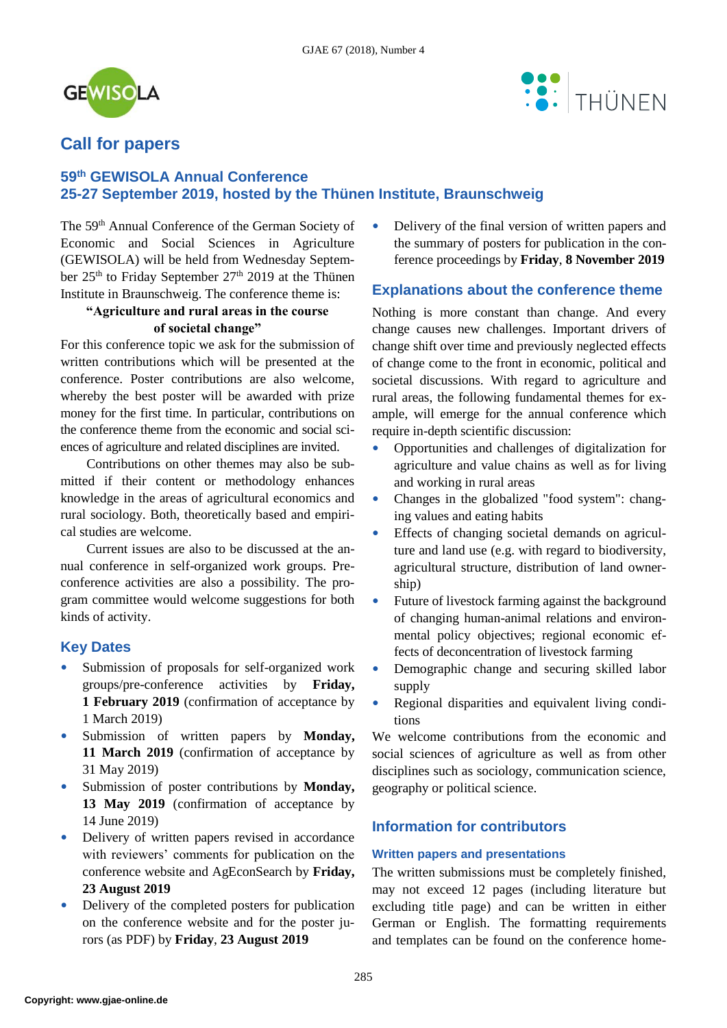# Call for papers

## 59th GEWISOLA Annual Conference
## 25-27 September 2019, hosted by the Thünen Institute, Braunschweig

The 59th Annual Conference of the German Society of Economic and Social Sciences in Agriculture (GEWISOLA) will be held from Wednesday September 25th to Friday September 27th 2019 at the Thünen Institute in Braunschweig. The conference theme is:

**"Agriculture and rural areas in the course of societal change"**

For this conference topic we ask for the submission of written contributions which will be presented at the conference. Poster contributions are also welcome, whereby the best poster will be awarded with prize money for the first time. In particular, contributions on the conference theme from the economic and social sciences of agriculture and related disciplines are invited.

Contributions on other themes may also be submitted if their content or methodology enhances knowledge in the areas of agricultural economics and rural sociology. Both, theoretically based and empirical studies are welcome.

Current issues are also to be discussed at the annual conference in self-organized work groups. Pre-conference activities are also a possibility. The program committee would welcome suggestions for both kinds of activity.

## Key Dates

- Submission of proposals for self-organized work groups/pre-conference activities by **Friday, 1 February 2019** (confirmation of acceptance by 1 March 2019)
- Submission of written papers by **Monday, 11 March 2019** (confirmation of acceptance by 31 May 2019)
- Submission of poster contributions by **Monday, 13 May 2019** (confirmation of acceptance by 14 June 2019)
- Delivery of written papers revised in accordance with reviewers' comments for publication on the conference website and AgEconSearch by **Friday, 23 August 2019**
- Delivery of the completed posters for publication on the conference website and for the poster jurors (as PDF) by **Friday**, **23 August 2019**
- Delivery of the final version of written papers and the summary of posters for publication in the conference proceedings by **Friday**, **8 November 2019**

## Explanations about the conference theme

Nothing is more constant than change. And every change causes new challenges. Important drivers of change shift over time and previously neglected effects of change come to the front in economic, political and societal discussions. With regard to agriculture and rural areas, the following fundamental themes for example, will emerge for the annual conference which require in-depth scientific discussion:

- Opportunities and challenges of digitalization for agriculture and value chains as well as for living and working in rural areas
- Changes in the globalized "food system": changing values and eating habits
- Effects of changing societal demands on agriculture and land use (e.g. with regard to biodiversity, agricultural structure, distribution of land ownership)
- Future of livestock farming against the background of changing human-animal relations and environmental policy objectives; regional economic effects of deconcentration of livestock farming
- Demographic change and securing skilled labor supply
- Regional disparities and equivalent living conditions

We welcome contributions from the economic and social sciences of agriculture as well as from other disciplines such as sociology, communication science, geography or political science.

## Information for contributors

### Written papers and presentations

The written submissions must be completely finished, may not exceed 12 pages (including literature but excluding title page) and can be written in either German or English. The formatting requirements and templates can be found on the conference home-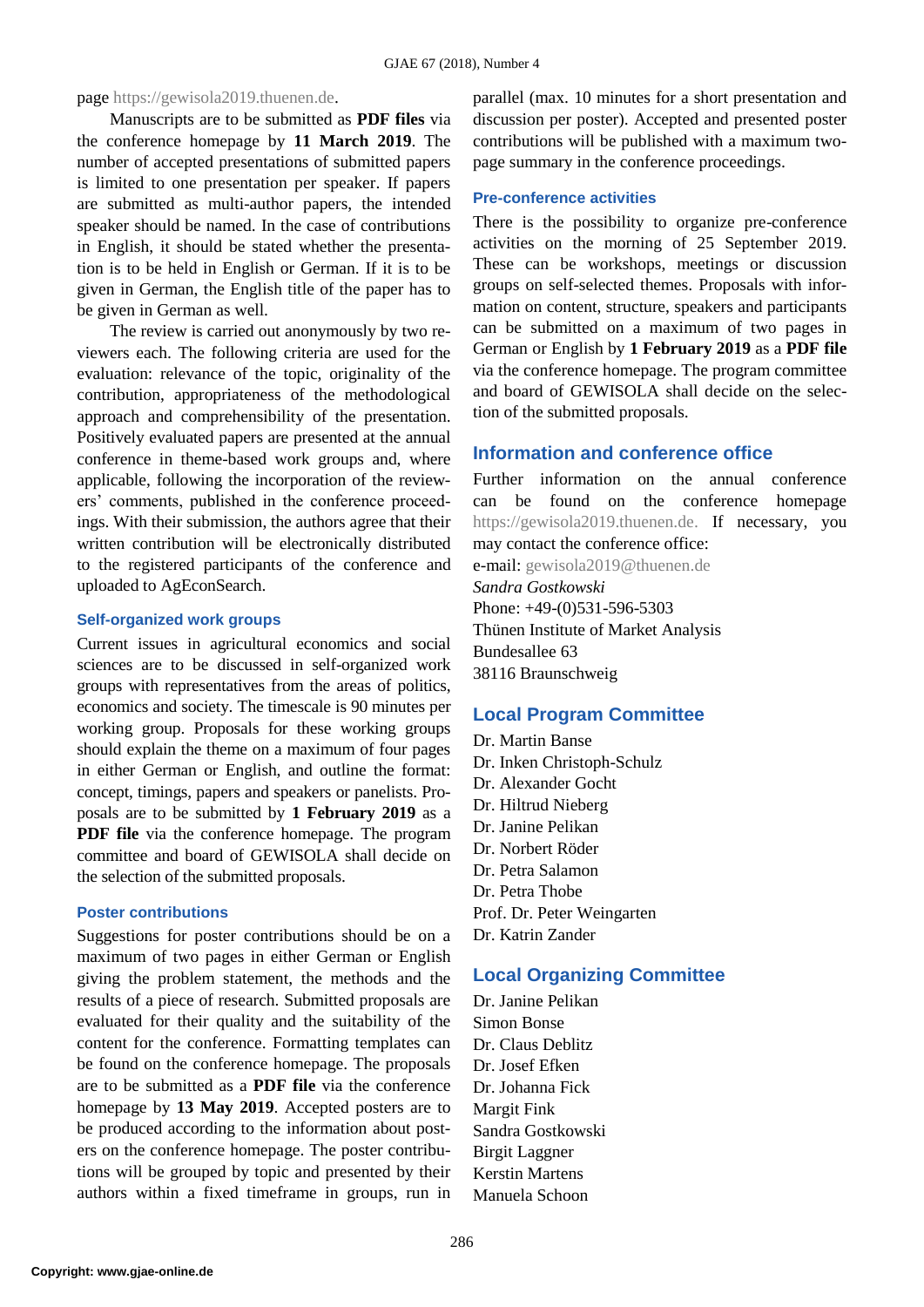page https://gewisola2019.thuenen.de.

Manuscripts are to be submitted as **PDF files** via the conference homepage by **11 March 2019**. The number of accepted presentations of submitted papers is limited to one presentation per speaker. If papers are submitted as multi-author papers, the intended speaker should be named. In the case of contributions in English, it should be stated whether the presentation is to be held in English or German. If it is to be given in German, the English title of the paper has to be given in German as well.

The review is carried out anonymously by two reviewers each. The following criteria are used for the evaluation: relevance of the topic, originality of the contribution, appropriateness of the methodological approach and comprehensibility of the presentation. Positively evaluated papers are presented at the annual conference in theme-based work groups and, where applicable, following the incorporation of the reviewers' comments, published in the conference proceedings. With their submission, the authors agree that their written contribution will be electronically distributed to the registered participants of the conference and uploaded to AgEconSearch.

### Self-organized work groups

Current issues in agricultural economics and social sciences are to be discussed in self-organized work groups with representatives from the areas of politics, economics and society. The timescale is 90 minutes per working group. Proposals for these working groups should explain the theme on a maximum of four pages in either German or English, and outline the format: concept, timings, papers and speakers or panelists. Proposals are to be submitted by **1 February 2019** as a **PDF file** via the conference homepage. The program committee and board of GEWISOLA shall decide on the selection of the submitted proposals.

### Poster contributions

Suggestions for poster contributions should be on a maximum of two pages in either German or English giving the problem statement, the methods and the results of a piece of research. Submitted proposals are evaluated for their quality and the suitability of the content for the conference. Formatting templates can be found on the conference homepage. The proposals are to be submitted as a **PDF file** via the conference homepage by **13 May 2019**. Accepted posters are to be produced according to the information about posters on the conference homepage. The poster contributions will be grouped by topic and presented by their authors within a fixed timeframe in groups, run in parallel (max. 10 minutes for a short presentation and discussion per poster). Accepted and presented poster contributions will be published with a maximum two-page summary in the conference proceedings.

### Pre-conference activities

There is the possibility to organize pre-conference activities on the morning of 25 September 2019. These can be workshops, meetings or discussion groups on self-selected themes. Proposals with information on content, structure, speakers and participants can be submitted on a maximum of two pages in German or English by **1 February 2019** as a **PDF file** via the conference homepage. The program committee and board of GEWISOLA shall decide on the selection of the submitted proposals.

## Information and conference office

Further information on the annual conference can be found on the conference homepage https://gewisola2019.thuenen.de. If necessary, you may contact the conference office:

e-mail: gewisola2019@thuenen.de
*Sandra Gostkowski*
Phone: +49-(0)531-596-5303
Thünen Institute of Market Analysis
Bundesallee 63
38116 Braunschweig

## Local Program Committee

Dr. Martin Banse
Dr. Inken Christoph-Schulz
Dr. Alexander Gocht
Dr. Hiltrud Nieberg
Dr. Janine Pelikan
Dr. Norbert Röder
Dr. Petra Salamon
Dr. Petra Thobe
Prof. Dr. Peter Weingarten
Dr. Katrin Zander

## Local Organizing Committee

Dr. Janine Pelikan
Simon Bonse
Dr. Claus Deblitz
Dr. Josef Efken
Dr. Johanna Fick
Margit Fink
Sandra Gostkowski
Birgit Laggner
Kerstin Martens
Manuela Schoon